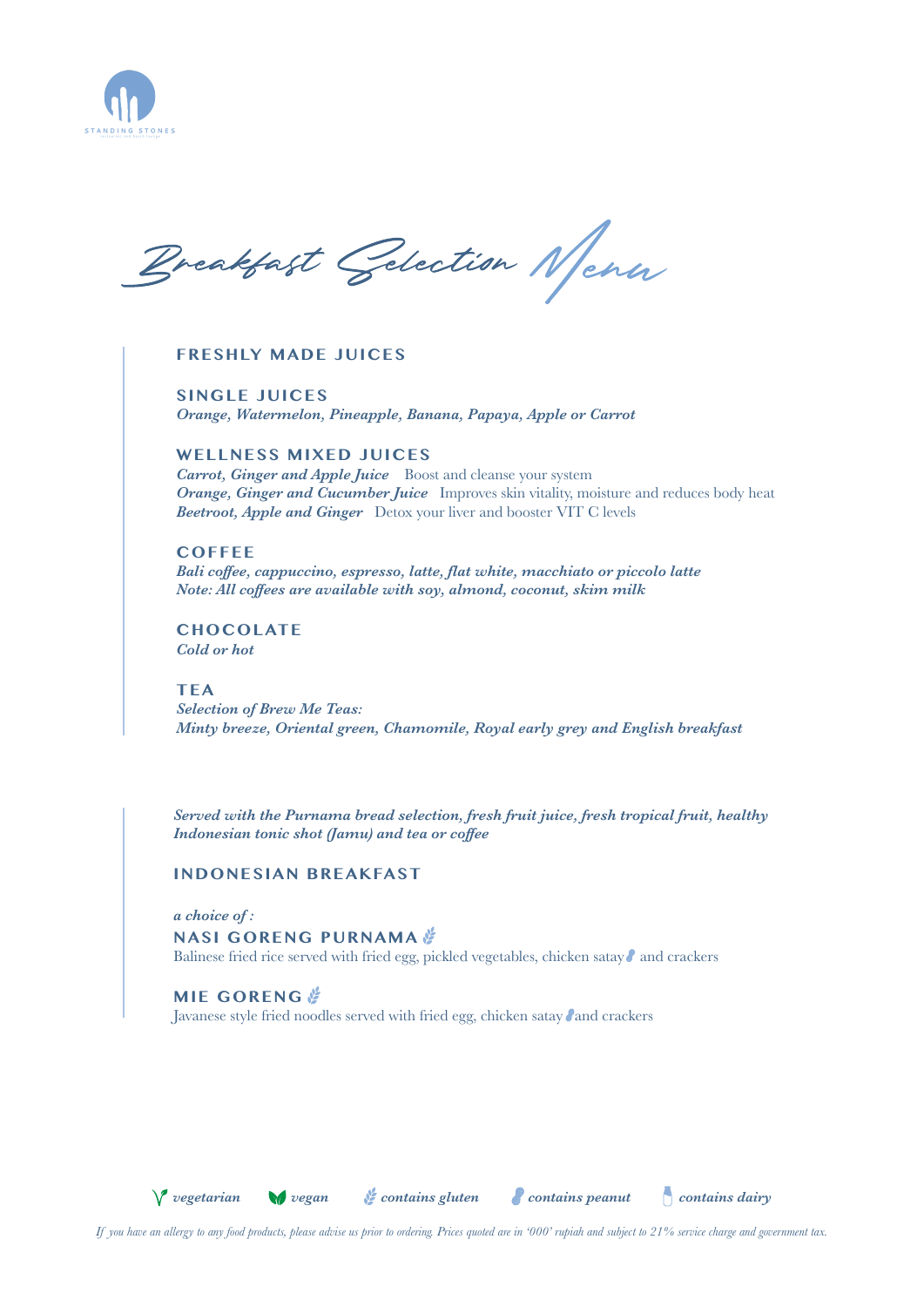# Breakfast Selection Menu

## FRESHLY MADE JUICES

### SINGLE JUICES

*Orange, Watermelon, Pineapple, Banana, Papaya, Apple or Carrot*

### WELLNESS MIXED JUICES

***Carrot, Ginger and Apple Juice*** Boost and cleanse your system
***Orange, Ginger and Cucumber Juice*** Improves skin vitality, moisture and reduces body heat
***Beetroot, Apple and Ginger*** Detox your liver and booster VIT C levels

### COFFEE

***Bali coffee, cappuccino, espresso, latte, flat white, macchiato or piccolo latte***
***Note: All coffees are available with soy, almond, coconut, skim milk***

### CHOCOLATE

***Cold or hot***

### TEA

***Selection of Brew Me Teas:***
***Minty breeze, Oriental green, Chamomile, Royal early grey and English breakfast***

***Served with the Purnama bread selection, fresh fruit juice, fresh tropical fruit, healthy Indonesian tonic shot (Jamu) and tea or coffee***

## INDONESIAN BREAKFAST

***a choice of :***

### NASI GORENG PURNAMA (contains gluten)

Balinese fried rice served with fried egg, pickled vegetables, chicken satay (contains peanut) and crackers

### MIE GORENG (contains gluten)

Javanese style fried noodles served with fried egg, chicken satay (contains peanut) and crackers

***vegetarian*** ***vegan*** ***contains gluten*** ***contains peanut*** ***contains dairy***

*If you have an allergy to any food products, please advise us prior to ordering. Prices quoted are in '000' rupiah and subject to 21% service charge and government tax.*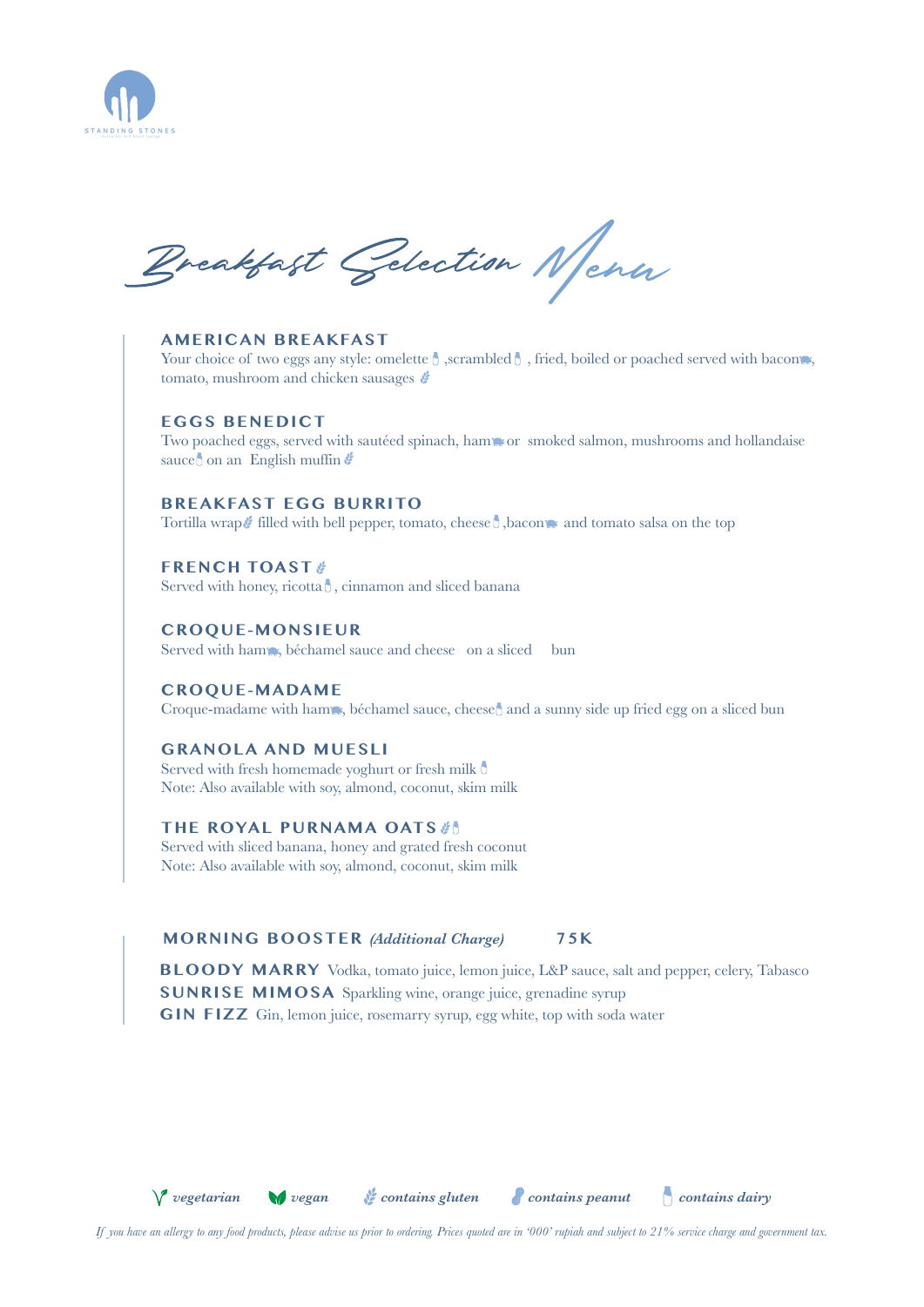STANDING STONES

# Breakfast Selection Menu

### AMERICAN BREAKFAST

Your choice of two eggs any style: omelette, scrambled, fried, boiled or poached served with bacon, tomato, mushroom and chicken sausages

### EGGS BENEDICT

Two poached eggs, served with sautéed spinach, ham or smoked salmon, mushrooms and hollandaise sauce on an English muffin

### BREAKFAST EGG BURRITO

Tortilla wrap filled with bell pepper, tomato, cheese, bacon and tomato salsa on the top

### FRENCH TOAST

Served with honey, ricotta, cinnamon and sliced banana

### CROQUE-MONSIEUR

Served with ham, béchamel sauce and cheese on a sliced bun

### CROQUE-MADAME

Croque-madame with ham, béchamel sauce, cheese and a sunny side up fried egg on a sliced bun

### GRANOLA AND MUESLI

Served with fresh homemade yoghurt or fresh milk
Note: Also available with soy, almond, coconut, skim milk

### THE ROYAL PURNAMA OATS

Served with sliced banana, honey and grated fresh coconut
Note: Also available with soy, almond, coconut, skim milk

### MORNING BOOSTER *(Additional Charge)* 75K

**BLOODY MARRY** Vodka, tomato juice, lemon juice, L&P sauce, salt and pepper, celery, Tabasco
**SUNRISE MIMOSA** Sparkling wine, orange juice, grenadine syrup
**GIN FIZZ** Gin, lemon juice, rosemarry syrup, egg white, top with soda water

*vegetarian* *vegan* *contains gluten* *contains peanut* *contains dairy*

*If you have an allergy to any food products, please advise us prior to ordering. Prices quoted are in '000' rupiah and subject to 21% service charge and government tax.*